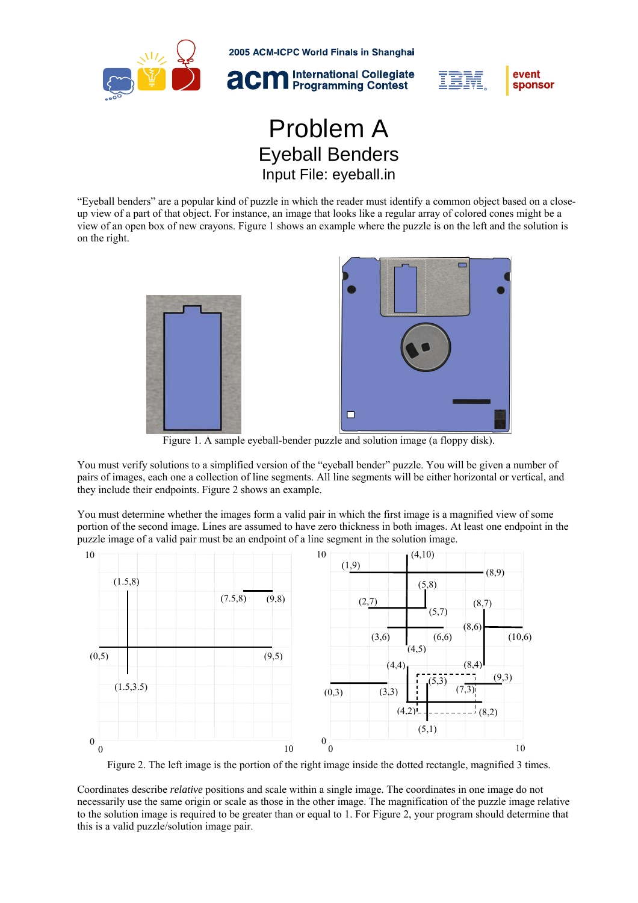2005 ACM-ICPC World Finals in Shanghai

# Problem A
## Eyeball Benders
### Input File: eyeball.in

"Eyeball benders" are a popular kind of puzzle in which the reader must identify a common object based on a close-up view of a part of that object. For instance, an image that looks like a regular array of colored cones might be a view of an open box of new crayons. Figure 1 shows an example where the puzzle is on the left and the solution is on the right.

Figure 1. A sample eyeball-bender puzzle and solution image (a floppy disk).

You must verify solutions to a simplified version of the "eyeball bender" puzzle. You will be given a number of pairs of images, each one a collection of line segments. All line segments will be either horizontal or vertical, and they include their endpoints. Figure 2 shows an example.

You must determine whether the images form a valid pair in which the first image is a magnified view of some portion of the second image. Lines are assumed to have zero thickness in both images. At least one endpoint in the puzzle image of a valid pair must be an endpoint of a line segment in the solution image.

Figure 2. The left image is the portion of the right image inside the dotted rectangle, magnified 3 times.

Coordinates describe *relative* positions and scale within a single image. The coordinates in one image do not necessarily use the same origin or scale as those in the other image. The magnification of the puzzle image relative to the solution image is required to be greater than or equal to 1. For Figure 2, your program should determine that this is a valid puzzle/solution image pair.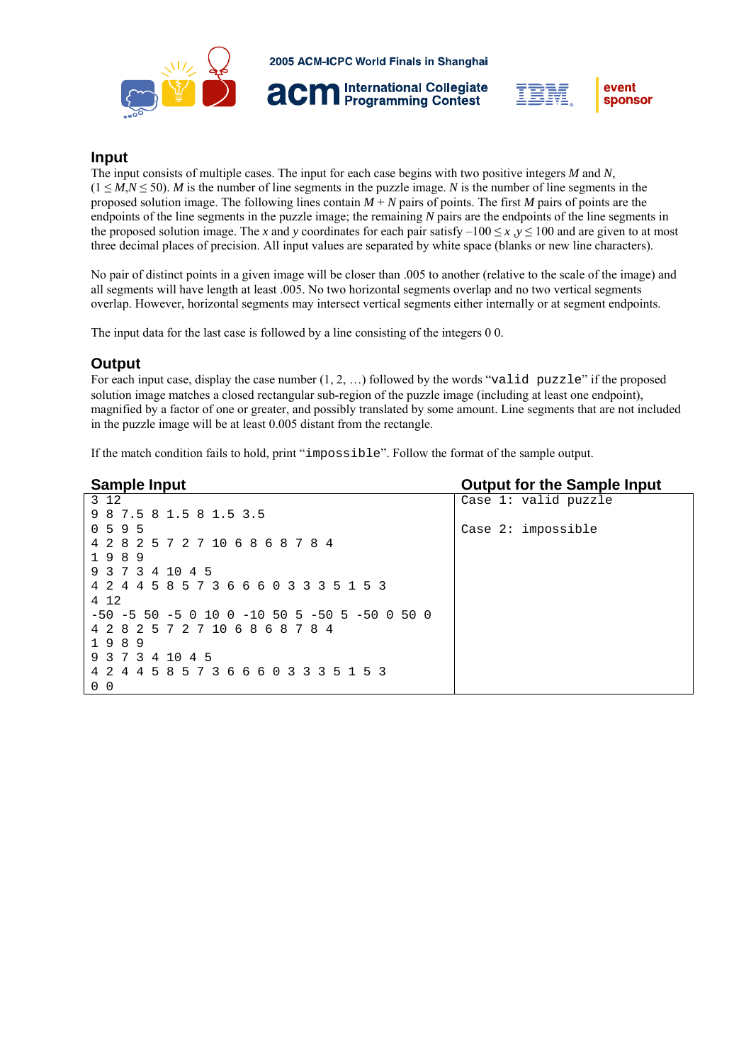## Input

The input consists of multiple cases. The input for each case begins with two positive integers $M$ and $N$, ($1 \le M,N \le 50$). $M$ is the number of line segments in the puzzle image. $N$ is the number of line segments in the proposed solution image. The following lines contain $M + N$ pairs of points. The first $M$ pairs of points are the endpoints of the line segments in the puzzle image; the remaining $N$ pairs are the endpoints of the line segments in the proposed solution image. The $x$ and $y$ coordinates for each pair satisfy $-100 \le x, y \le 100$ and are given to at most three decimal places of precision. All input values are separated by white space (blanks or new line characters).

No pair of distinct points in a given image will be closer than .005 to another (relative to the scale of the image) and all segments will have length at least .005. No two horizontal segments overlap and no two vertical segments overlap. However, horizontal segments may intersect vertical segments either internally or at segment endpoints.

The input data for the last case is followed by a line consisting of the integers 0 0.

## Output

For each input case, display the case number (1, 2, …) followed by the words "`valid puzzle`" if the proposed solution image matches a closed rectangular sub-region of the puzzle image (including at least one endpoint), magnified by a factor of one or greater, and possibly translated by some amount. Line segments that are not included in the puzzle image will be at least 0.005 distant from the rectangle.

If the match condition fails to hold, print "`impossible`". Follow the format of the sample output.

### Sample Input

```
3 12
9 8 7.5 8 1.5 8 1.5 3.5
0 5 9 5
4 2 8 2 5 7 2 7 10 6 8 6 8 7 8 4
1 9 8 9
9 3 7 3 4 10 4 5
4 2 4 4 5 8 5 7 3 6 6 6 0 3 3 3 5 1 5 3
4 12
-50 -5 50 -5 0 10 0 -10 50 5 -50 5 -50 0 50 0
4 2 8 2 5 7 2 7 10 6 8 6 8 7 8 4
1 9 8 9
9 3 7 3 4 10 4 5
4 2 4 4 5 8 5 7 3 6 6 6 0 3 3 3 5 1 5 3
0 0
```

### Output for the Sample Input

```
Case 1: valid puzzle

Case 2: impossible
```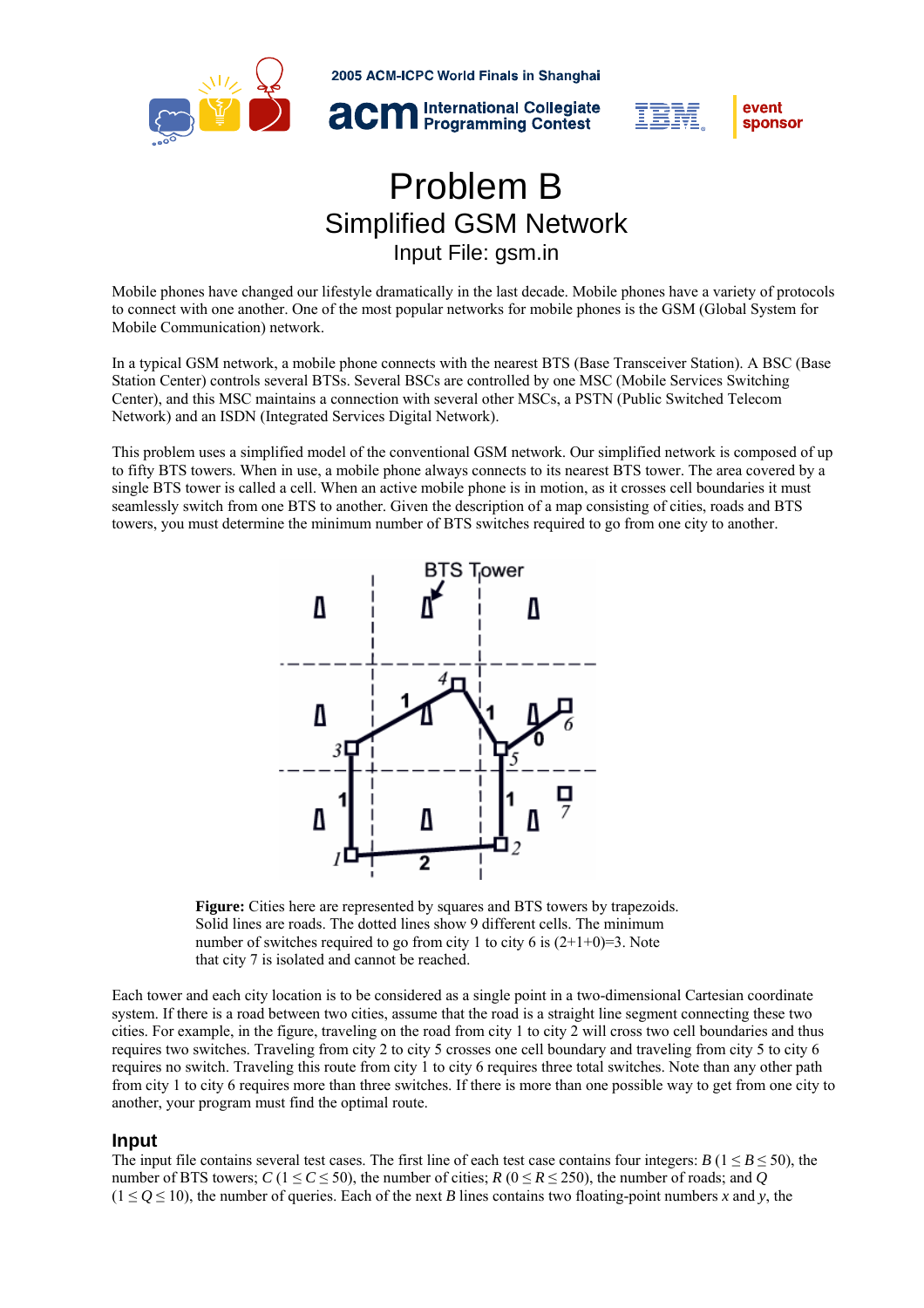# Problem B

## Simplified GSM Network

### Input File: gsm.in

Mobile phones have changed our lifestyle dramatically in the last decade. Mobile phones have a variety of protocols to connect with one another. One of the most popular networks for mobile phones is the GSM (Global System for Mobile Communication) network.

In a typical GSM network, a mobile phone connects with the nearest BTS (Base Transceiver Station). A BSC (Base Station Center) controls several BTSs. Several BSCs are controlled by one MSC (Mobile Services Switching Center), and this MSC maintains a connection with several other MSCs, a PSTN (Public Switched Telecom Network) and an ISDN (Integrated Services Digital Network).

This problem uses a simplified model of the conventional GSM network. Our simplified network is composed of up to fifty BTS towers. When in use, a mobile phone always connects to its nearest BTS tower. The area covered by a single BTS tower is called a cell. When an active mobile phone is in motion, as it crosses cell boundaries it must seamlessly switch from one BTS to another. Given the description of a map consisting of cities, roads and BTS towers, you must determine the minimum number of BTS switches required to go from one city to another.

BTS Tower

1 2 3 4 5 6 7

1 1 1 0 1 1 2

**Figure:** Cities here are represented by squares and BTS towers by trapezoids. Solid lines are roads. The dotted lines show 9 different cells. The minimum number of switches required to go from city 1 to city 6 is (2+1+0)=3. Note that city 7 is isolated and cannot be reached.

Each tower and each city location is to be considered as a single point in a two-dimensional Cartesian coordinate system. If there is a road between two cities, assume that the road is a straight line segment connecting these two cities. For example, in the figure, traveling on the road from city 1 to city 2 will cross two cell boundaries and thus requires two switches. Traveling from city 2 to city 5 crosses one cell boundary and traveling from city 5 to city 6 requires no switch. Traveling this route from city 1 to city 6 requires three total switches. Note than any other path from city 1 to city 6 requires more than three switches. If there is more than one possible way to get from one city to another, your program must find the optimal route.

## Input

The input file contains several test cases. The first line of each test case contains four integers: $B$ ($1 \le B \le 50$), the number of BTS towers; $C$ ($1 \le C \le 50$), the number of cities; $R$ ($0 \le R \le 250$), the number of roads; and $Q$ ($1 \le Q \le 10$), the number of queries. Each of the next $B$ lines contains two floating-point numbers $x$ and $y$, the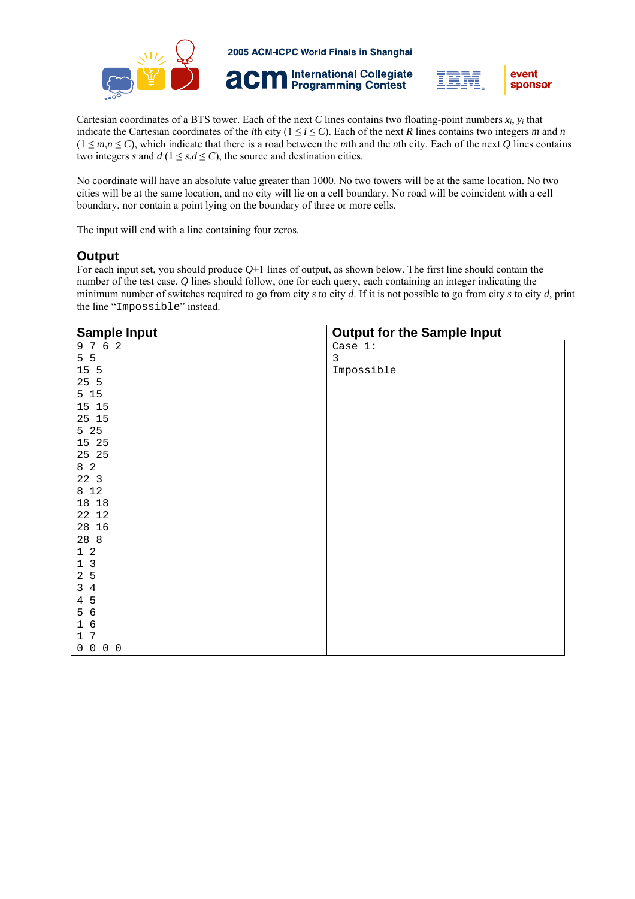Cartesian coordinates of a BTS tower. Each of the next $C$ lines contains two floating-point numbers $x_i$, $y_i$ that indicate the Cartesian coordinates of the $i$th city ($1 \le i \le C$). Each of the next $R$ lines contains two integers $m$ and $n$ ($1 \le m,n \le C$), which indicate that there is a road between the $m$th and the $n$th city. Each of the next $Q$ lines contains two integers $s$ and $d$ ($1 \le s,d \le C$), the source and destination cities.

No coordinate will have an absolute value greater than 1000. No two towers will be at the same location. No two cities will be at the same location, and no city will lie on a cell boundary. No road will be coincident with a cell boundary, nor contain a point lying on the boundary of three or more cells.

The input will end with a line containing four zeros.

## Output

For each input set, you should produce $Q$+1 lines of output, as shown below. The first line should contain the number of the test case. $Q$ lines should follow, one for each query, each containing an integer indicating the minimum number of switches required to go from city $s$ to city $d$. If it is not possible to go from city $s$ to city $d$, print the line "`Impossible`" instead.

| Sample Input | Output for the Sample Input |
|---|---|
| <pre>9 7 6 2<br>5 5<br>15 5<br>25 5<br>5 15<br>15 15<br>25 15<br>5 25<br>15 25<br>25 25<br>8 2<br>22 3<br>8 12<br>18 18<br>22 12<br>28 16<br>28 8<br>1 2<br>1 3<br>2 5<br>3 4<br>4 5<br>5 6<br>1 6<br>1 7<br>0 0 0 0</pre> | <pre>Case 1:<br>3<br>Impossible</pre> |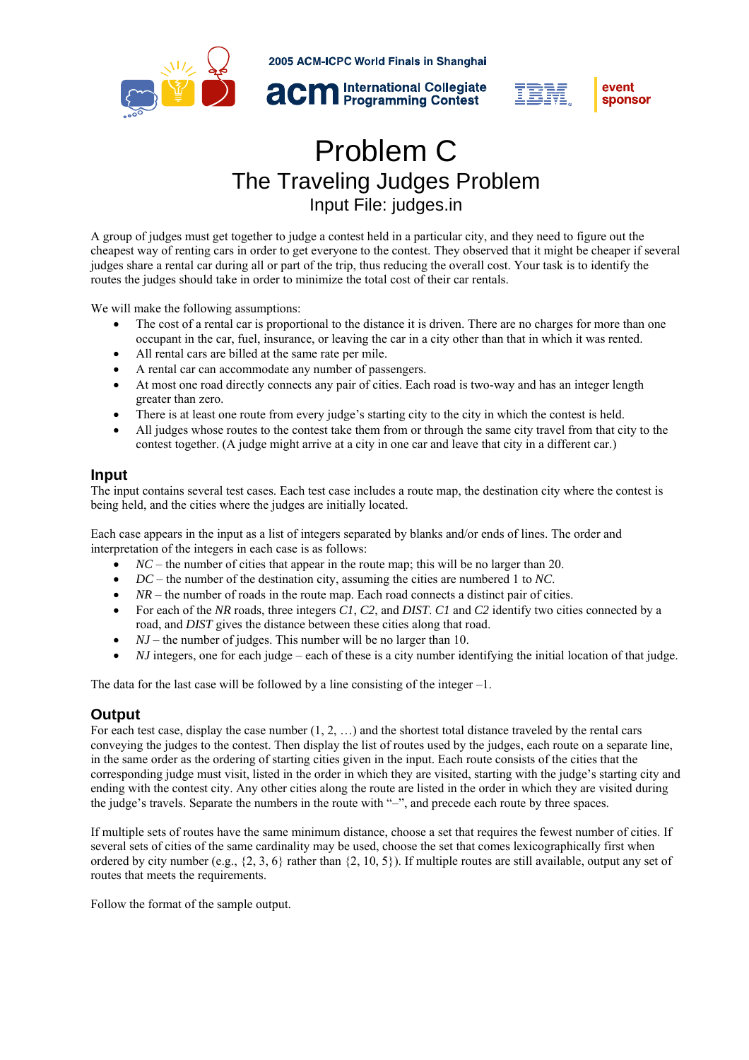# Problem C

## The Traveling Judges Problem

### Input File: judges.in

A group of judges must get together to judge a contest held in a particular city, and they need to figure out the cheapest way of renting cars in order to get everyone to the contest. They observed that it might be cheaper if several judges share a rental car during all or part of the trip, thus reducing the overall cost. Your task is to identify the routes the judges should take in order to minimize the total cost of their car rentals.

We will make the following assumptions:

- The cost of a rental car is proportional to the distance it is driven. There are no charges for more than one occupant in the car, fuel, insurance, or leaving the car in a city other than that in which it was rented.
- All rental cars are billed at the same rate per mile.
- A rental car can accommodate any number of passengers.
- At most one road directly connects any pair of cities. Each road is two-way and has an integer length greater than zero.
- There is at least one route from every judge's starting city to the city in which the contest is held.
- All judges whose routes to the contest take them from or through the same city travel from that city to the contest together. (A judge might arrive at a city in one car and leave that city in a different car.)

## Input

The input contains several test cases. Each test case includes a route map, the destination city where the contest is being held, and the cities where the judges are initially located.

Each case appears in the input as a list of integers separated by blanks and/or ends of lines. The order and interpretation of the integers in each case is as follows:

- *NC* – the number of cities that appear in the route map; this will be no larger than 20.
- *DC* – the number of the destination city, assuming the cities are numbered 1 to *NC*.
- *NR* – the number of roads in the route map. Each road connects a distinct pair of cities.
- For each of the *NR* roads, three integers *C1*, *C2*, and *DIST*. *C1* and *C2* identify two cities connected by a road, and *DIST* gives the distance between these cities along that road.
- *NJ* – the number of judges. This number will be no larger than 10.
- *NJ* integers, one for each judge – each of these is a city number identifying the initial location of that judge.

The data for the last case will be followed by a line consisting of the integer –1.

## Output

For each test case, display the case number (1, 2, …) and the shortest total distance traveled by the rental cars conveying the judges to the contest. Then display the list of routes used by the judges, each route on a separate line, in the same order as the ordering of starting cities given in the input. Each route consists of the cities that the corresponding judge must visit, listed in the order in which they are visited, starting with the judge's starting city and ending with the contest city. Any other cities along the route are listed in the order in which they are visited during the judge's travels. Separate the numbers in the route with "–", and precede each route by three spaces.

If multiple sets of routes have the same minimum distance, choose a set that requires the fewest number of cities. If several sets of cities of the same cardinality may be used, choose the set that comes lexicographically first when ordered by city number (e.g., {2, 3, 6} rather than {2, 10, 5}). If multiple routes are still available, output any set of routes that meets the requirements.

Follow the format of the sample output.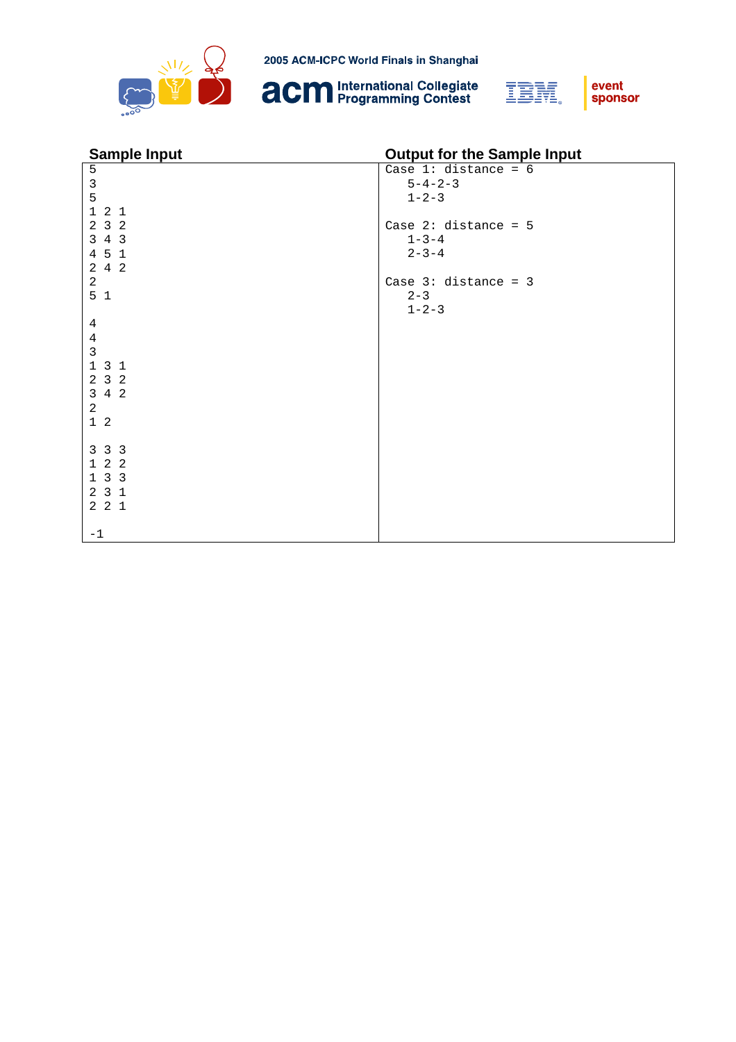| Sample Input | Output for the Sample Input |
| --- | --- |
| <pre>5<br>3<br>5<br>1 2 1<br>2 3 2<br>3 4 3<br>4 5 1<br>2 4 2<br>2<br>5 1<br><br>4<br>4<br>3<br>1 3 1<br>2 3 2<br>3 4 2<br>2<br>1 2<br><br>3 3 3<br>1 2 2<br>1 3 3<br>2 3 1<br>2 2 1<br><br>-1</pre> | <pre>Case 1: distance = 6<br>   5-4-2-3<br>   1-2-3<br><br>Case 2: distance = 5<br>   1-3-4<br>   2-3-4<br><br>Case 3: distance = 3<br>   2-3<br>   1-2-3</pre> |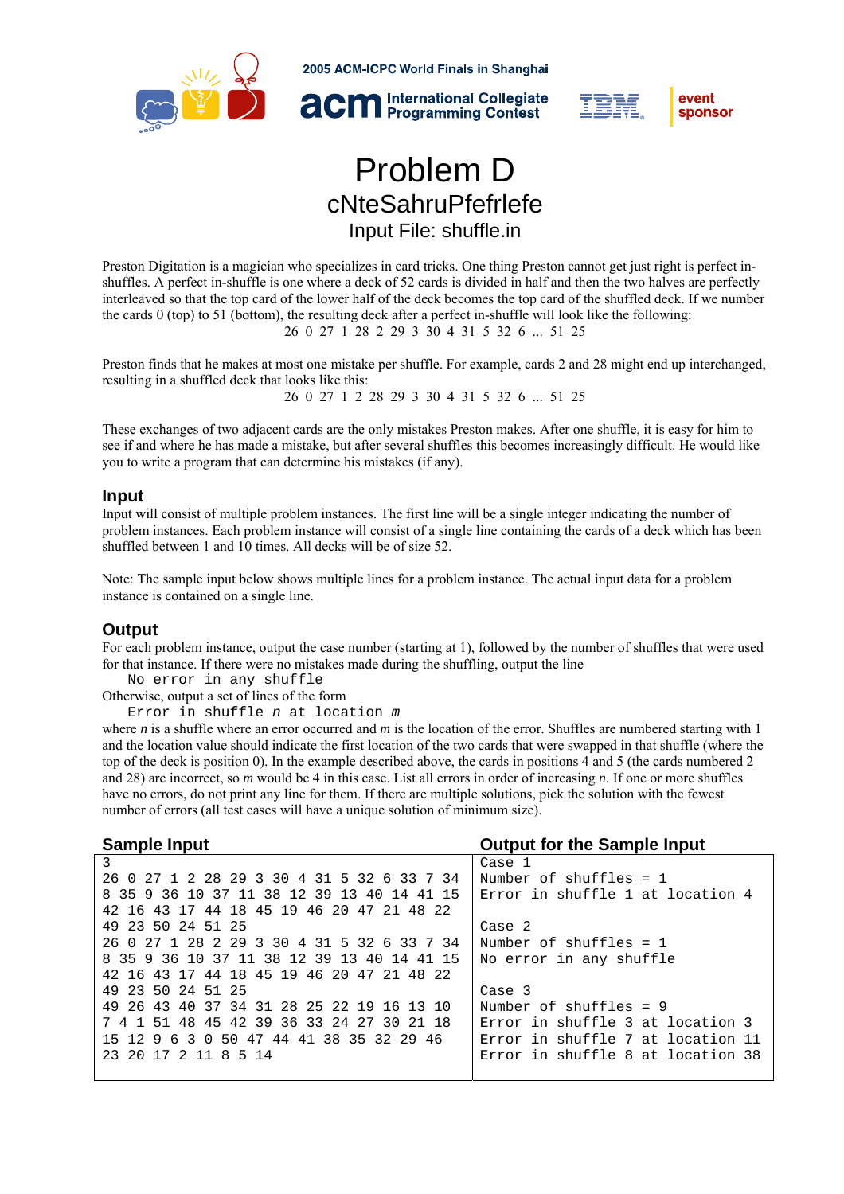# Problem D

## cNteSahruPfefrlefe

### Input File: shuffle.in

Preston Digitation is a magician who specializes in card tricks. One thing Preston cannot get just right is perfect in-shuffles. A perfect in-shuffle is one where a deck of 52 cards is divided in half and then the two halves are perfectly interleaved so that the top card of the lower half of the deck becomes the top card of the shuffled deck. If we number the cards 0 (top) to 51 (bottom), the resulting deck after a perfect in-shuffle will look like the following:

26 0 27 1 28 2 29 3 30 4 31 5 32 6 ... 51 25

Preston finds that he makes at most one mistake per shuffle. For example, cards 2 and 28 might end up interchanged, resulting in a shuffled deck that looks like this:

26 0 27 1 2 28 29 3 30 4 31 5 32 6 ... 51 25

These exchanges of two adjacent cards are the only mistakes Preston makes. After one shuffle, it is easy for him to see if and where he has made a mistake, but after several shuffles this becomes increasingly difficult. He would like you to write a program that can determine his mistakes (if any).

## Input

Input will consist of multiple problem instances. The first line will be a single integer indicating the number of problem instances. Each problem instance will consist of a single line containing the cards of a deck which has been shuffled between 1 and 10 times. All decks will be of size 52.

Note: The sample input below shows multiple lines for a problem instance. The actual input data for a problem instance is contained on a single line.

## Output

For each problem instance, output the case number (starting at 1), followed by the number of shuffles that were used for that instance. If there were no mistakes made during the shuffling, output the line

```
No error in any shuffle
```

Otherwise, output a set of lines of the form

```
Error in shuffle n at location m
```

where *n* is a shuffle where an error occurred and *m* is the location of the error. Shuffles are numbered starting with 1 and the location value should indicate the first location of the two cards that were swapped in that shuffle (where the top of the deck is position 0). In the example described above, the cards in positions 4 and 5 (the cards numbered 2 and 28) are incorrect, so *m* would be 4 in this case. List all errors in order of increasing *n*. If one or more shuffles have no errors, do not print any line for them. If there are multiple solutions, pick the solution with the fewest number of errors (all test cases will have a unique solution of minimum size).

## Sample Input

```
3
26 0 27 1 2 28 29 3 30 4 31 5 32 6 33 7 34
8 35 9 36 10 37 11 38 12 39 13 40 14 41 15
42 16 43 17 44 18 45 19 46 20 47 21 48 22
49 23 50 24 51 25
26 0 27 1 28 2 29 3 30 4 31 5 32 6 33 7 34
8 35 9 36 10 37 11 38 12 39 13 40 14 41 15
42 16 43 17 44 18 45 19 46 20 47 21 48 22
49 23 50 24 51 25
49 26 43 40 37 34 31 28 25 22 19 16 13 10
7 4 1 51 48 45 42 39 36 33 24 27 30 21 18
15 12 9 6 3 0 50 47 44 41 38 35 32 29 46
23 20 17 2 11 8 5 14
```

## Output for the Sample Input

```
Case 1
Number of shuffles = 1
Error in shuffle 1 at location 4

Case 2
Number of shuffles = 1
No error in any shuffle

Case 3
Number of shuffles = 9
Error in shuffle 3 at location 3
Error in shuffle 7 at location 11
Error in shuffle 8 at location 38
```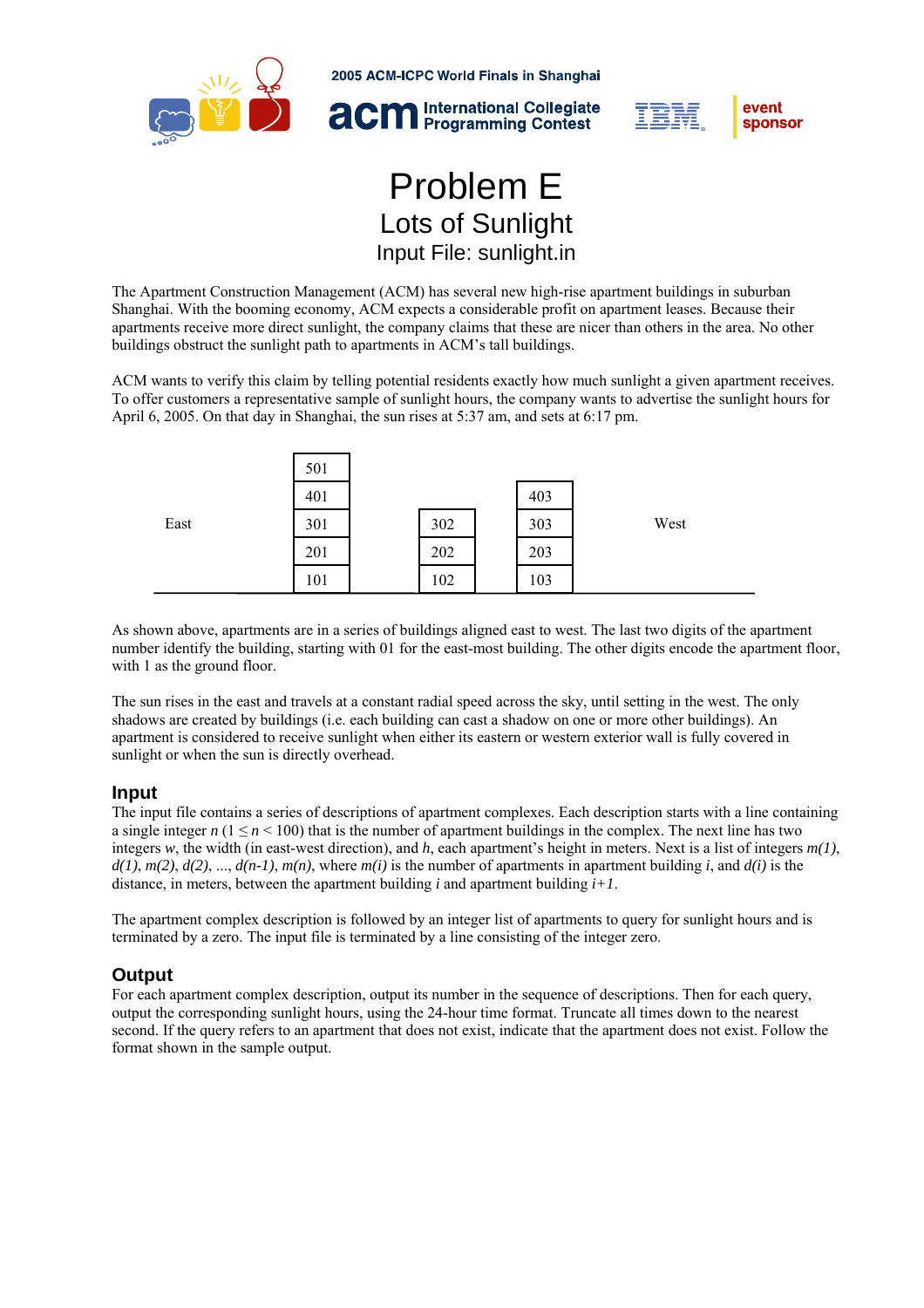# Problem E

## Lots of Sunlight

### Input File: sunlight.in

The Apartment Construction Management (ACM) has several new high-rise apartment buildings in suburban Shanghai. With the booming economy, ACM expects a considerable profit on apartment leases. Because their apartments receive more direct sunlight, the company claims that these are nicer than others in the area. No other buildings obstruct the sunlight path to apartments in ACM's tall buildings.

ACM wants to verify this claim by telling potential residents exactly how much sunlight a given apartment receives. To offer customers a representative sample of sunlight hours, the company wants to advertise the sunlight hours for April 6, 2005. On that day in Shanghai, the sun rises at 5:37 am, and sets at 6:17 pm.

| East | Building 01 | Building 02 | Building 03 | West |
|---|---|---|---|---|
| | 501 | | | |
| | 401 | | 403 | |
| | 301 | 302 | 303 | |
| | 201 | 202 | 203 | |
| | 101 | 102 | 103 | |

As shown above, apartments are in a series of buildings aligned east to west. The last two digits of the apartment number identify the building, starting with 01 for the east-most building. The other digits encode the apartment floor, with 1 as the ground floor.

The sun rises in the east and travels at a constant radial speed across the sky, until setting in the west. The only shadows are created by buildings (i.e. each building can cast a shadow on one or more other buildings). An apartment is considered to receive sunlight when either its eastern or western exterior wall is fully covered in sunlight or when the sun is directly overhead.

## Input

The input file contains a series of descriptions of apartment complexes. Each description starts with a line containing a single integer $n$ ($1 \le n < 100$) that is the number of apartment buildings in the complex. The next line has two integers $w$, the width (in east-west direction), and $h$, each apartment's height in meters. Next is a list of integers $m(1)$, $d(1)$, $m(2)$, $d(2)$, ..., $d(n-1)$, $m(n)$, where $m(i)$ is the number of apartments in apartment building $i$, and $d(i)$ is the distance, in meters, between the apartment building $i$ and apartment building $i+1$.

The apartment complex description is followed by an integer list of apartments to query for sunlight hours and is terminated by a zero. The input file is terminated by a line consisting of the integer zero.

## Output

For each apartment complex description, output its number in the sequence of descriptions. Then for each query, output the corresponding sunlight hours, using the 24-hour time format. Truncate all times down to the nearest second. If the query refers to an apartment that does not exist, indicate that the apartment does not exist. Follow the format shown in the sample output.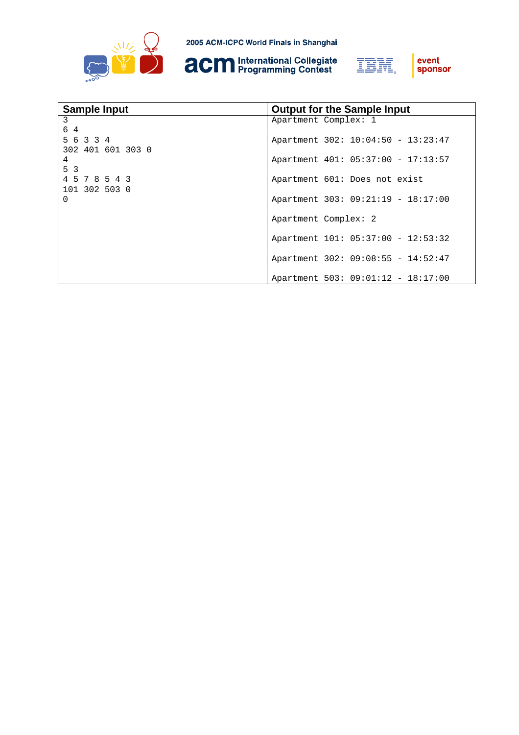| Sample Input | Output for the Sample Input |
|---|---|
| 3<br>6 4<br>5 6 3 3 4<br>302 401 601 303 0<br>4<br>5 3<br>4 5 7 8 5 4 3<br>101 302 503 0<br>0 | Apartment Complex: 1<br><br>Apartment 302: 10:04:50 - 13:23:47<br><br>Apartment 401: 05:37:00 - 17:13:57<br><br>Apartment 601: Does not exist<br><br>Apartment 303: 09:21:19 - 18:17:00<br><br>Apartment Complex: 2<br><br>Apartment 101: 05:37:00 - 12:53:32<br><br>Apartment 302: 09:08:55 - 14:52:47<br><br>Apartment 503: 09:01:12 - 18:17:00 |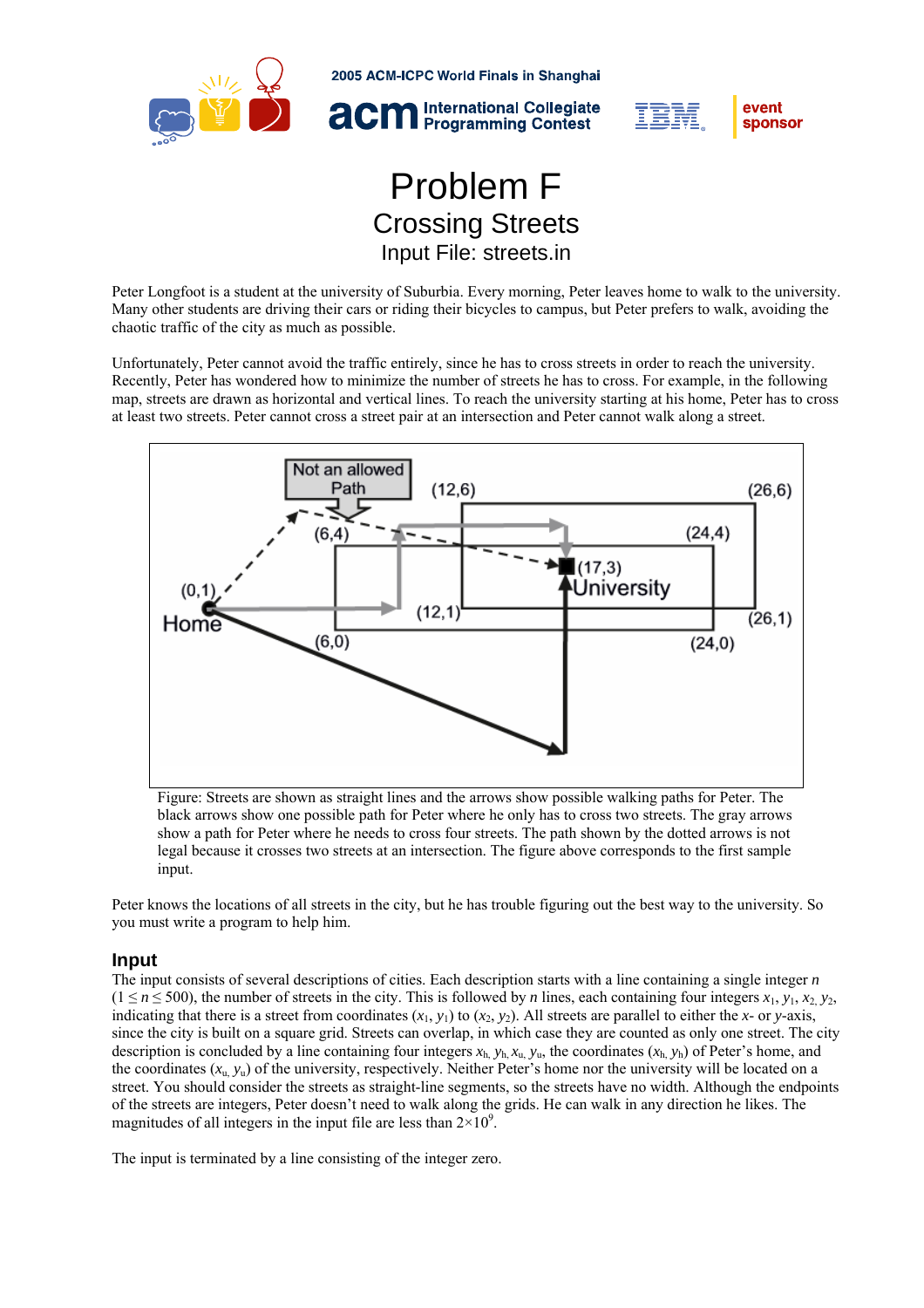# Problem F

## Crossing Streets

### Input File: streets.in

Peter Longfoot is a student at the university of Suburbia. Every morning, Peter leaves home to walk to the university. Many other students are driving their cars or riding their bicycles to campus, but Peter prefers to walk, avoiding the chaotic traffic of the city as much as possible.

Unfortunately, Peter cannot avoid the traffic entirely, since he has to cross streets in order to reach the university. Recently, Peter has wondered how to minimize the number of streets he has to cross. For example, in the following map, streets are drawn as horizontal and vertical lines. To reach the university starting at his home, Peter has to cross at least two streets. Peter cannot cross a street pair at an intersection and Peter cannot walk along a street.

Not an allowed Path
(12,6)
(26,6)
(6,4)
(24,4)
(17,3)
University
(0,1)
Home
(12,1)
(26,1)
(6,0)
(24,0)

Figure: Streets are shown as straight lines and the arrows show possible walking paths for Peter. The black arrows show one possible path for Peter where he only has to cross two streets. The gray arrows show a path for Peter where he needs to cross four streets. The path shown by the dotted arrows is not legal because it crosses two streets at an intersection. The figure above corresponds to the first sample input.

Peter knows the locations of all streets in the city, but he has trouble figuring out the best way to the university. So you must write a program to help him.

## Input

The input consists of several descriptions of cities. Each description starts with a line containing a single integer $n$ ($1 \le n \le 500$), the number of streets in the city. This is followed by $n$ lines, each containing four integers $x_1$, $y_1$, $x_2$, $y_2$, indicating that there is a street from coordinates ($x_1$, $y_1$) to ($x_2$, $y_2$). All streets are parallel to either the $x$- or $y$-axis, since the city is built on a square grid. Streets can overlap, in which case they are counted as only one street. The city description is concluded by a line containing four integers $x_h$, $y_h$, $x_u$, $y_u$, the coordinates ($x_h$, $y_h$) of Peter's home, and the coordinates ($x_u$, $y_u$) of the university, respectively. Neither Peter's home nor the university will be located on a street. You should consider the streets as straight-line segments, so the streets have no width. Although the endpoints of the streets are integers, Peter doesn't need to walk along the grids. He can walk in any direction he likes. The magnitudes of all integers in the input file are less than $2 \times 10^9$.

The input is terminated by a line consisting of the integer zero.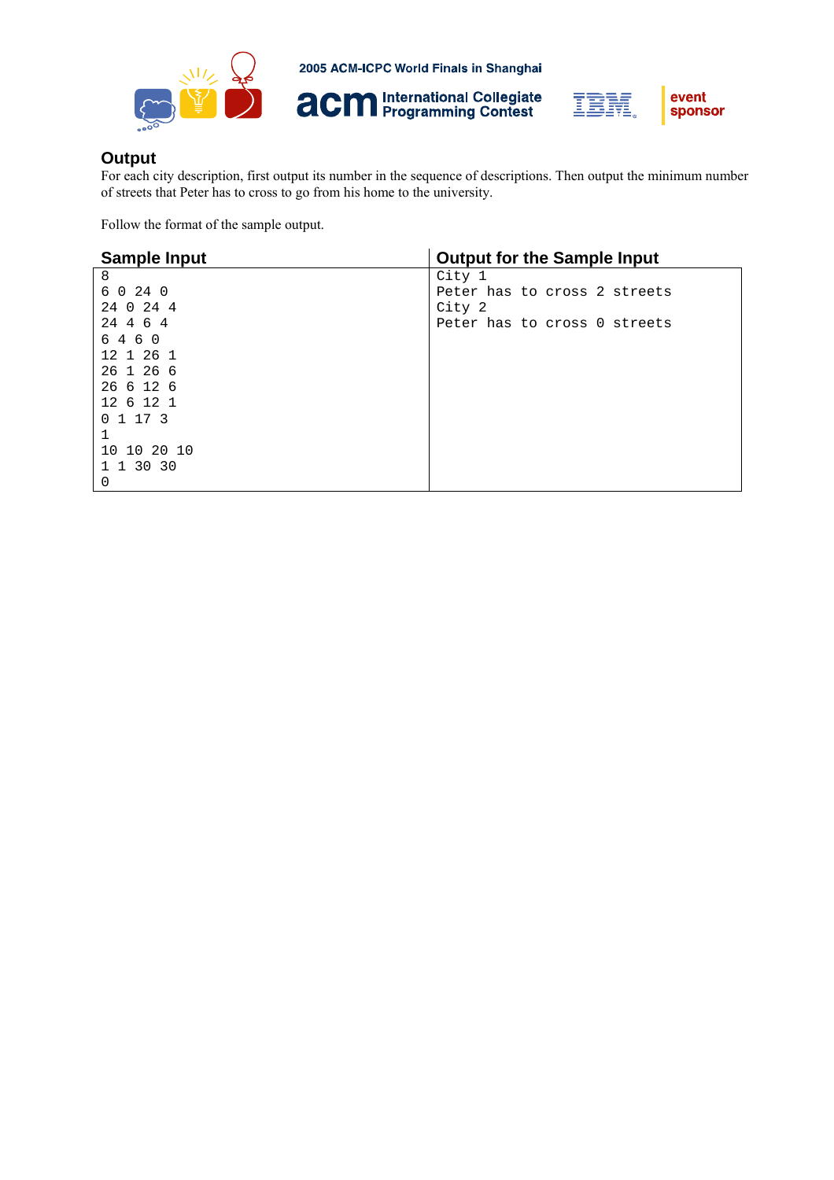## Output

For each city description, first output its number in the sequence of descriptions. Then output the minimum number of streets that Peter has to cross to go from his home to the university.

Follow the format of the sample output.

| Sample Input | Output for the Sample Input |
| --- | --- |
| <pre>8<br>6 0 24 0<br>24 0 24 4<br>24 4 6 4<br>6 4 6 0<br>12 1 26 1<br>26 1 26 6<br>26 6 12 6<br>12 6 12 1<br>0 1 17 3<br>1<br>10 10 20 10<br>1 1 30 30<br>0</pre> | <pre>City 1<br>Peter has to cross 2 streets<br>City 2<br>Peter has to cross 0 streets</pre> |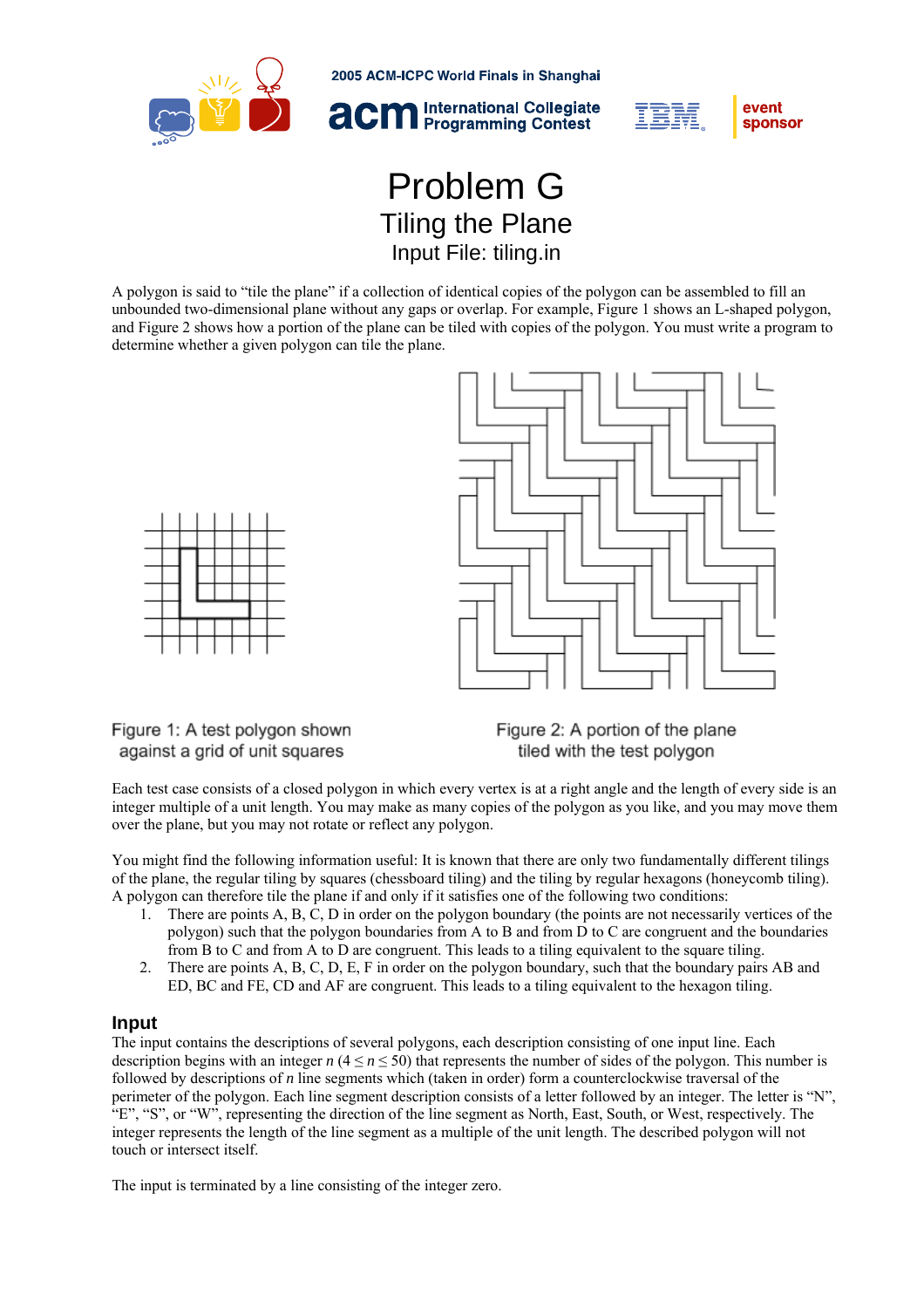# Problem G
## Tiling the Plane
### Input File: tiling.in

A polygon is said to "tile the plane" if a collection of identical copies of the polygon can be assembled to fill an unbounded two-dimensional plane without any gaps or overlap. For example, Figure 1 shows an L-shaped polygon, and Figure 2 shows how a portion of the plane can be tiled with copies of the polygon. You must write a program to determine whether a given polygon can tile the plane.

Figure 1: A test polygon shown against a grid of unit squares

Figure 2: A portion of the plane tiled with the test polygon

Each test case consists of a closed polygon in which every vertex is at a right angle and the length of every side is an integer multiple of a unit length. You may make as many copies of the polygon as you like, and you may move them over the plane, but you may not rotate or reflect any polygon.

You might find the following information useful: It is known that there are only two fundamentally different tilings of the plane, the regular tiling by squares (chessboard tiling) and the tiling by regular hexagons (honeycomb tiling). A polygon can therefore tile the plane if and only if it satisfies one of the following two conditions:

1. There are points A, B, C, D in order on the polygon boundary (the points are not necessarily vertices of the polygon) such that the polygon boundaries from A to B and from D to C are congruent and the boundaries from B to C and from A to D are congruent. This leads to a tiling equivalent to the square tiling.
2. There are points A, B, C, D, E, F in order on the polygon boundary, such that the boundary pairs AB and ED, BC and FE, CD and AF are congruent. This leads to a tiling equivalent to the hexagon tiling.

## Input

The input contains the descriptions of several polygons, each description consisting of one input line. Each description begins with an integer $n$ ($4 \le n \le 50$) that represents the number of sides of the polygon. This number is followed by descriptions of $n$ line segments which (taken in order) form a counterclockwise traversal of the perimeter of the polygon. Each line segment description consists of a letter followed by an integer. The letter is "N", "E", "S", or "W", representing the direction of the line segment as North, East, South, or West, respectively. The integer represents the length of the line segment as a multiple of the unit length. The described polygon will not touch or intersect itself.

The input is terminated by a line consisting of the integer zero.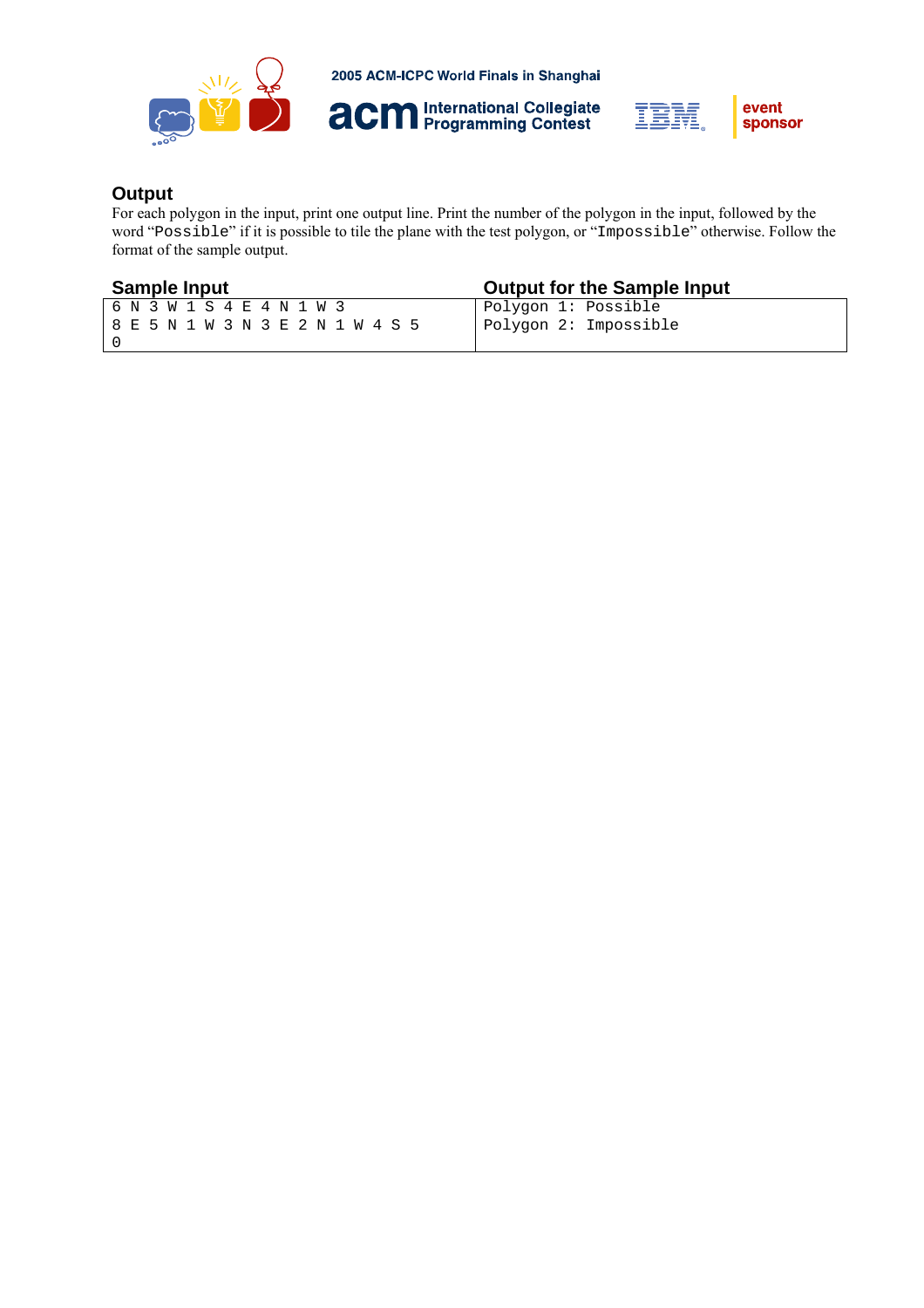## Output

For each polygon in the input, print one output line. Print the number of the polygon in the input, followed by the word "`Possible`" if it is possible to tile the plane with the test polygon, or "`Impossible`" otherwise. Follow the format of the sample output.

| Sample Input | Output for the Sample Input |
| --- | --- |
| `6 N 3 W 1 S 4 E 4 N 1 W 3`<br>`8 E 5 N 1 W 3 N 3 E 2 N 1 W 4 S 5`<br>`0` | `Polygon 1: Possible`<br>`Polygon 2: Impossible` |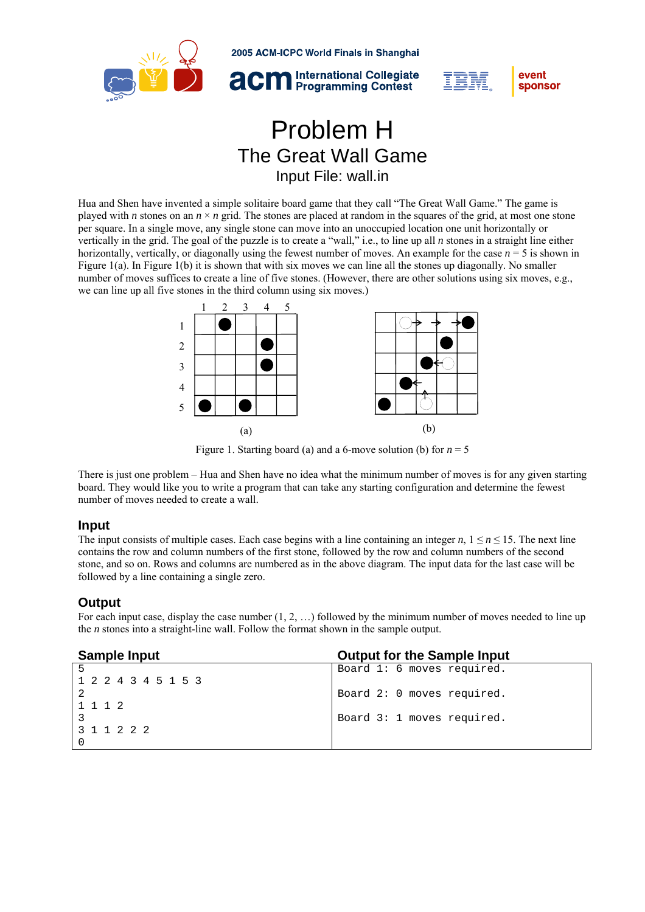# Problem H

## The Great Wall Game

### Input File: wall.in

Hua and Shen have invented a simple solitaire board game that they call "The Great Wall Game." The game is played with $n$ stones on an $n \times n$ grid. The stones are placed at random in the squares of the grid, at most one stone per square. In a single move, any single stone can move into an unoccupied location one unit horizontally or vertically in the grid. The goal of the puzzle is to create a "wall," i.e., to line up all $n$ stones in a straight line either horizontally, vertically, or diagonally using the fewest number of moves. An example for the case $n = 5$ is shown in Figure 1(a). In Figure 1(b) it is shown that with six moves we can line all the stones up diagonally. No smaller number of moves suffices to create a line of five stones. (However, there are other solutions using six moves, e.g., we can line up all five stones in the third column using six moves.)

Figure 1. Starting board (a) and a 6-move solution (b) for $n = 5$

There is just one problem – Hua and Shen have no idea what the minimum number of moves is for any given starting board. They would like you to write a program that can take any starting configuration and determine the fewest number of moves needed to create a wall.

## Input

The input consists of multiple cases. Each case begins with a line containing an integer $n$, $1 \leq n \leq 15$. The next line contains the row and column numbers of the first stone, followed by the row and column numbers of the second stone, and so on. Rows and columns are numbered as in the above diagram. The input data for the last case will be followed by a line containing a single zero.

## Output

For each input case, display the case number (1, 2, …) followed by the minimum number of moves needed to line up the $n$ stones into a straight-line wall. Follow the format shown in the sample output.

| Sample Input | Output for the Sample Input |
|---|---|
| 5<br>1 2 2 4 3 4 5 1 5 3<br>2<br>1 1 1 2<br>3<br>3 1 1 2 2 2<br>0 | Board 1: 6 moves required.<br><br>Board 2: 0 moves required.<br><br>Board 3: 1 moves required. |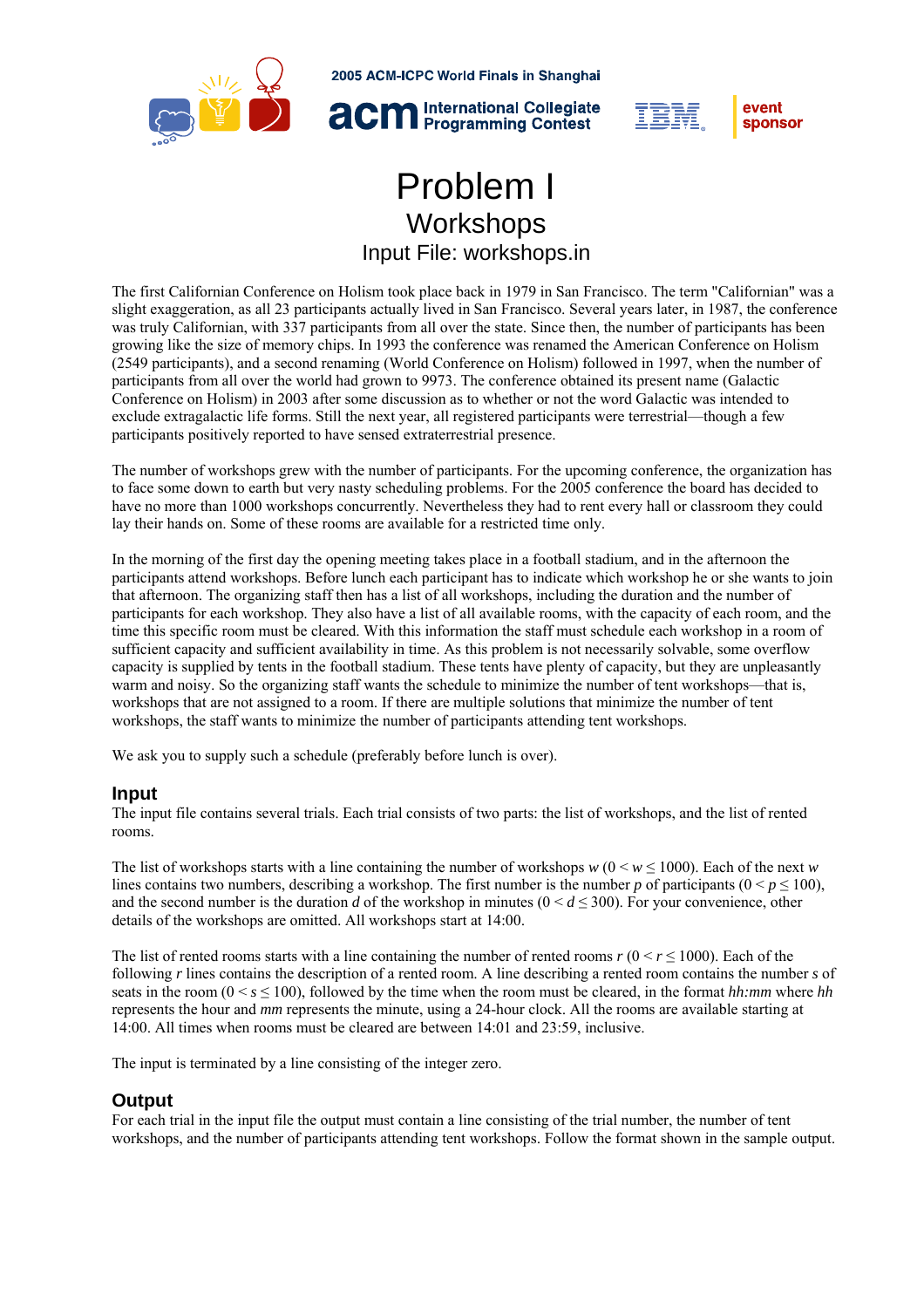# Problem I

## Workshops

### Input File: workshops.in

The first Californian Conference on Holism took place back in 1979 in San Francisco. The term "Californian" was a slight exaggeration, as all 23 participants actually lived in San Francisco. Several years later, in 1987, the conference was truly Californian, with 337 participants from all over the state. Since then, the number of participants has been growing like the size of memory chips. In 1993 the conference was renamed the American Conference on Holism (2549 participants), and a second renaming (World Conference on Holism) followed in 1997, when the number of participants from all over the world had grown to 9973. The conference obtained its present name (Galactic Conference on Holism) in 2003 after some discussion as to whether or not the word Galactic was intended to exclude extragalactic life forms. Still the next year, all registered participants were terrestrial—though a few participants positively reported to have sensed extraterrestrial presence.

The number of workshops grew with the number of participants. For the upcoming conference, the organization has to face some down to earth but very nasty scheduling problems. For the 2005 conference the board has decided to have no more than 1000 workshops concurrently. Nevertheless they had to rent every hall or classroom they could lay their hands on. Some of these rooms are available for a restricted time only.

In the morning of the first day the opening meeting takes place in a football stadium, and in the afternoon the participants attend workshops. Before lunch each participant has to indicate which workshop he or she wants to join that afternoon. The organizing staff then has a list of all workshops, including the duration and the number of participants for each workshop. They also have a list of all available rooms, with the capacity of each room, and the time this specific room must be cleared. With this information the staff must schedule each workshop in a room of sufficient capacity and sufficient availability in time. As this problem is not necessarily solvable, some overflow capacity is supplied by tents in the football stadium. These tents have plenty of capacity, but they are unpleasantly warm and noisy. So the organizing staff wants the schedule to minimize the number of tent workshops—that is, workshops that are not assigned to a room. If there are multiple solutions that minimize the number of tent workshops, the staff wants to minimize the number of participants attending tent workshops.

We ask you to supply such a schedule (preferably before lunch is over).

## Input

The input file contains several trials. Each trial consists of two parts: the list of workshops, and the list of rented rooms.

The list of workshops starts with a line containing the number of workshops $w$ ($0 < w \leq 1000$). Each of the next $w$ lines contains two numbers, describing a workshop. The first number is the number $p$ of participants ($0 < p \leq 100$), and the second number is the duration $d$ of the workshop in minutes ($0 < d \leq 300$). For your convenience, other details of the workshops are omitted. All workshops start at 14:00.

The list of rented rooms starts with a line containing the number of rented rooms $r$ ($0 < r \leq 1000$). Each of the following $r$ lines contains the description of a rented room. A line describing a rented room contains the number $s$ of seats in the room ($0 < s \leq 100$), followed by the time when the room must be cleared, in the format *hh:mm* where *hh* represents the hour and *mm* represents the minute, using a 24-hour clock. All the rooms are available starting at 14:00. All times when rooms must be cleared are between 14:01 and 23:59, inclusive.

The input is terminated by a line consisting of the integer zero.

## Output

For each trial in the input file the output must contain a line consisting of the trial number, the number of tent workshops, and the number of participants attending tent workshops. Follow the format shown in the sample output.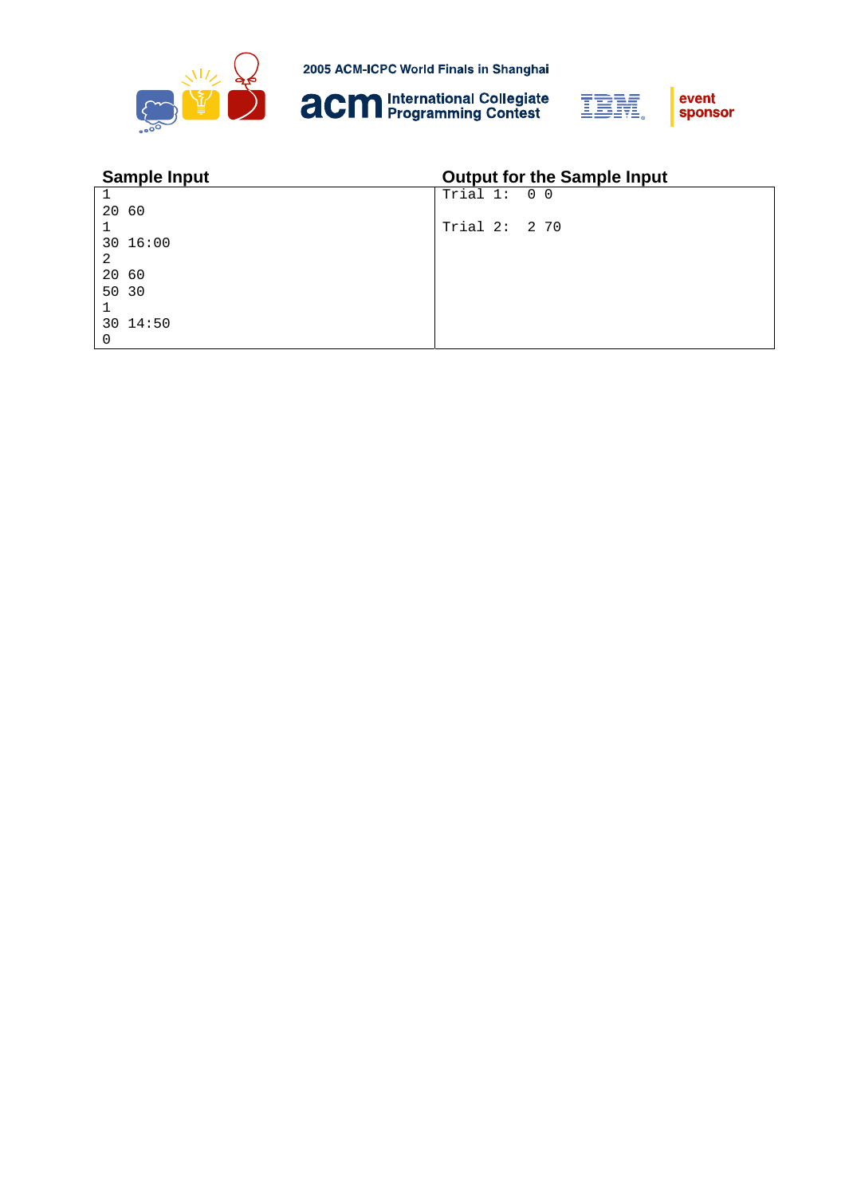| Sample Input | Output for the Sample Input |
| --- | --- |
| <pre>1<br>20 60<br>1<br>30 16:00<br>2<br>20 60<br>50 30<br>1<br>30 14:50<br>0</pre> | <pre>Trial 1:  0 0<br><br>Trial 2:  2 70</pre> |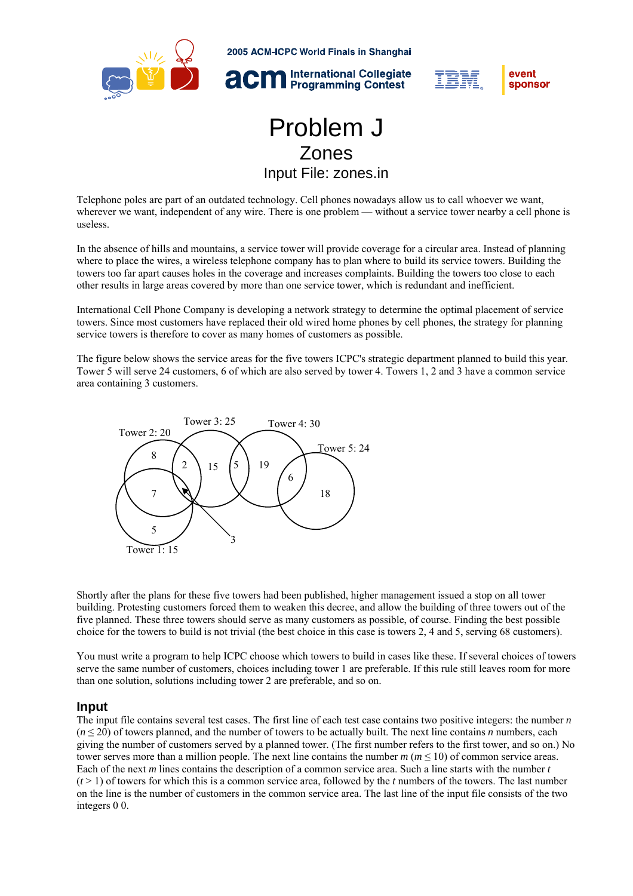# Problem J

## Zones

### Input File: zones.in

Telephone poles are part of an outdated technology. Cell phones nowadays allow us to call whoever we want, wherever we want, independent of any wire. There is one problem — without a service tower nearby a cell phone is useless.

In the absence of hills and mountains, a service tower will provide coverage for a circular area. Instead of planning where to place the wires, a wireless telephone company has to plan where to build its service towers. Building the towers too far apart causes holes in the coverage and increases complaints. Building the towers too close to each other results in large areas covered by more than one service tower, which is redundant and inefficient.

International Cell Phone Company is developing a network strategy to determine the optimal placement of service towers. Since most customers have replaced their old wired home phones by cell phones, the strategy for planning service towers is therefore to cover as many homes of customers as possible.

The figure below shows the service areas for the five towers ICPC's strategic department planned to build this year. Tower 5 will serve 24 customers, 6 of which are also served by tower 4. Towers 1, 2 and 3 have a common service area containing 3 customers.

Tower 2: 20 &nbsp;&nbsp; Tower 3: 25 &nbsp;&nbsp; Tower 4: 30 &nbsp;&nbsp; Tower 5: 24 &nbsp;&nbsp; Tower 1: 15

Shortly after the plans for these five towers had been published, higher management issued a stop on all tower building. Protesting customers forced them to weaken this decree, and allow the building of three towers out of the five planned. These three towers should serve as many customers as possible, of course. Finding the best possible choice for the towers to build is not trivial (the best choice in this case is towers 2, 4 and 5, serving 68 customers).

You must write a program to help ICPC choose which towers to build in cases like these. If several choices of towers serve the same number of customers, choices including tower 1 are preferable. If this rule still leaves room for more than one solution, solutions including tower 2 are preferable, and so on.

## Input

The input file contains several test cases. The first line of each test case contains two positive integers: the number $n$ ($n \leq 20$) of towers planned, and the number of towers to be actually built. The next line contains $n$ numbers, each giving the number of customers served by a planned tower. (The first number refers to the first tower, and so on.) No tower serves more than a million people. The next line contains the number $m$ ($m \leq 10$) of common service areas. Each of the next $m$ lines contains the description of a common service area. Such a line starts with the number $t$ ($t > 1$) of towers for which this is a common service area, followed by the $t$ numbers of the towers. The last number on the line is the number of customers in the common service area. The last line of the input file consists of the two integers 0 0.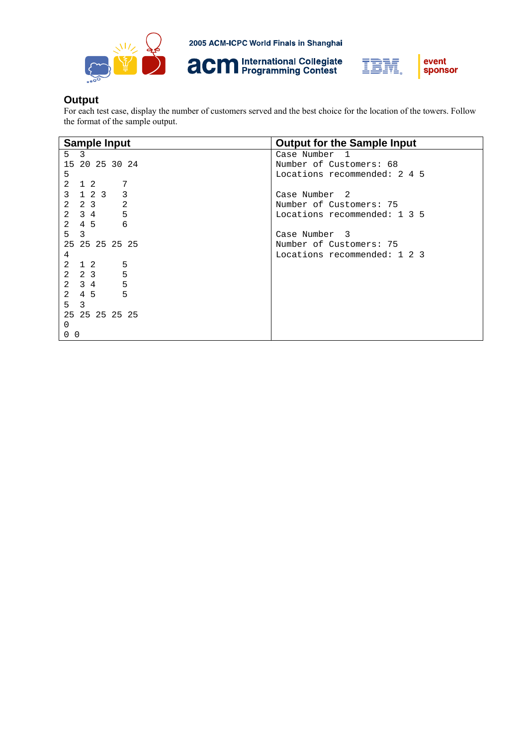## Output

For each test case, display the number of customers served and the best choice for the location of the towers. Follow the format of the sample output.

| Sample Input | Output for the Sample Input |
|---|---|
| <pre>5  3<br>15 20 25 30 24<br>5<br>2  1 2     7<br>3  1 2 3   3<br>2  2 3     2<br>2  3 4     5<br>2  4 5     6<br>5  3<br>25 25 25 25 25<br>4<br>2  1 2     5<br>2  2 3     5<br>2  3 4     5<br>2  4 5     5<br>5  3<br>25 25 25 25 25<br>0<br>0 0</pre> | <pre>Case Number  1<br>Number of Customers: 68<br>Locations recommended: 2 4 5<br><br>Case Number  2<br>Number of Customers: 75<br>Locations recommended: 1 3 5<br><br>Case Number  3<br>Number of Customers: 75<br>Locations recommended: 1 2 3</pre> |